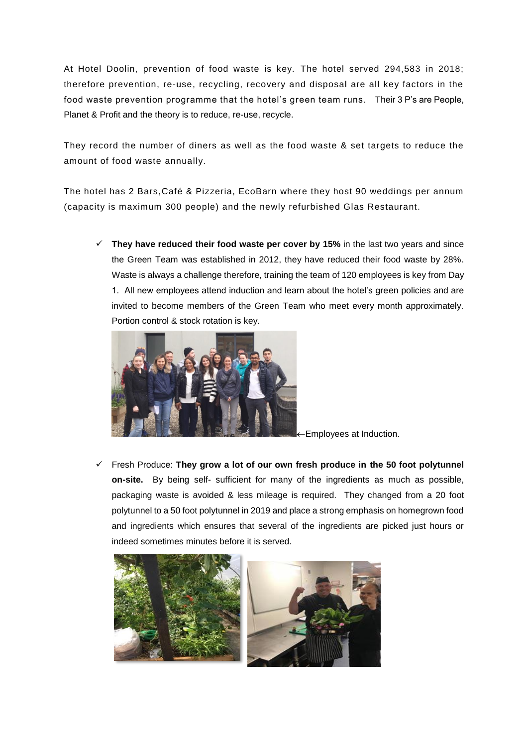At Hotel Doolin, prevention of food waste is key. The hotel served 294,583 in 2018; therefore prevention, re-use, recycling, recovery and disposal are all key factors in the food waste prevention programme that the hotel's green team runs. Their 3 P's are People, Planet & Profit and the theory is to reduce, re-use, recycle.

They record the number of diners as well as the food waste & set targets to reduce the amount of food waste annually.

The hotel has 2 Bars,Café & Pizzeria, EcoBarn where they host 90 weddings per annum (capacity is maximum 300 people) and the newly refurbished Glas Restaurant.

- ✓ **They have reduced their food waste per cover by 15%** in the last two years and since the Green Team was established in 2012, they have reduced their food waste by 28%. Waste is always a challenge therefore, training the team of 120 employees is key from Day 1. All new employees attend induction and learn about the hotel's green policies and are invited to become members of the Green Team who meet every month approximately. Portion control & stock rotation is key.

←Employees at Induction.

- ✓ Fresh Produce: **They grow a lot of our own fresh produce in the 50 foot polytunnel on-site.** By being self- sufficient for many of the ingredients as much as possible, packaging waste is avoided & less mileage is required. They changed from a 20 foot polytunnel to a 50 foot polytunnel in 2019 and place a strong emphasis on homegrown food and ingredients which ensures that several of the ingredients are picked just hours or indeed sometimes minutes before it is served.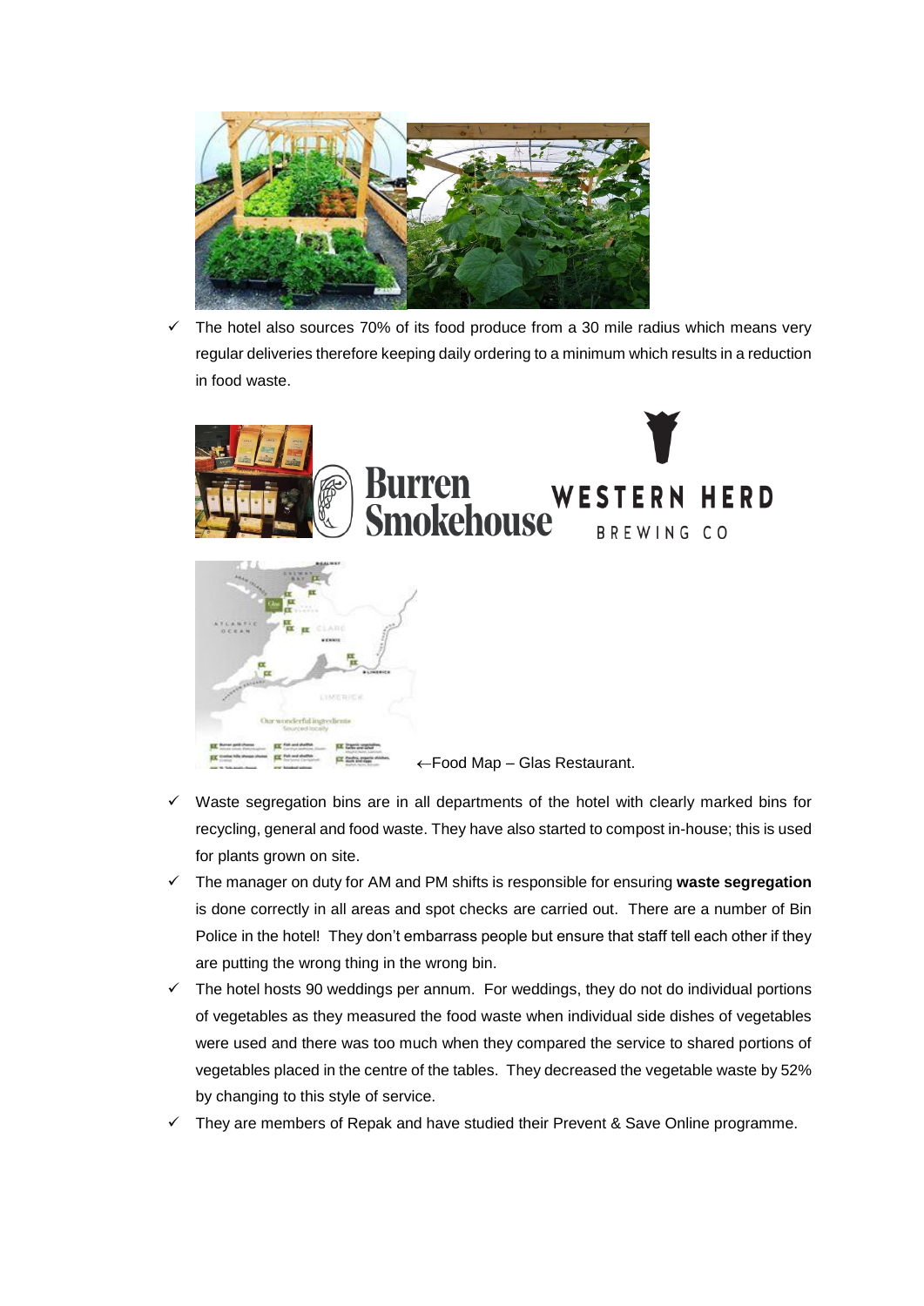- ✓ The hotel also sources 70% of its food produce from a 30 mile radius which means very regular deliveries therefore keeping daily ordering to a minimum which results in a reduction in food waste.

←Food Map – Glas Restaurant.

- ✓ Waste segregation bins are in all departments of the hotel with clearly marked bins for recycling, general and food waste. They have also started to compost in-house; this is used for plants grown on site.
- ✓ The manager on duty for AM and PM shifts is responsible for ensuring **waste segregation** is done correctly in all areas and spot checks are carried out. There are a number of Bin Police in the hotel! They don't embarrass people but ensure that staff tell each other if they are putting the wrong thing in the wrong bin.
- ✓ The hotel hosts 90 weddings per annum. For weddings, they do not do individual portions of vegetables as they measured the food waste when individual side dishes of vegetables were used and there was too much when they compared the service to shared portions of vegetables placed in the centre of the tables. They decreased the vegetable waste by 52% by changing to this style of service.
- ✓ They are members of Repak and have studied their Prevent & Save Online programme.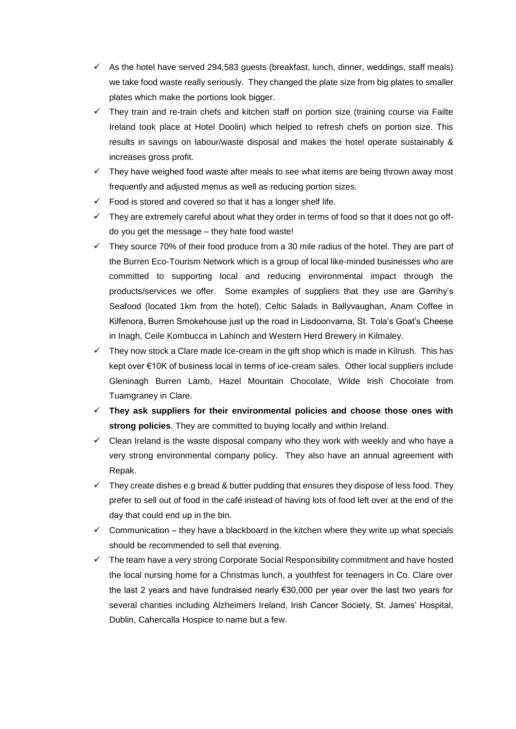- ✓ As the hotel have served 294,583 guests (breakfast, lunch, dinner, weddings, staff meals) we take food waste really seriously. They changed the plate size from big plates to smaller plates which make the portions look bigger.
- ✓ They train and re-train chefs and kitchen staff on portion size (training course via Failte Ireland took place at Hotel Doolin) which helped to refresh chefs on portion size. This results in savings on labour/waste disposal and makes the hotel operate sustainably & increases gross profit.
- ✓ They have weighed food waste after meals to see what items are being thrown away most frequently and adjusted menus as well as reducing portion sizes.
- ✓ Food is stored and covered so that it has a longer shelf life.
- ✓ They are extremely careful about what they order in terms of food so that it does not go off- do you get the message – they hate food waste!
- ✓ They source 70% of their food produce from a 30 mile radius of the hotel. They are part of the Burren Eco-Tourism Network which is a group of local like-minded businesses who are committed to supporting local and reducing environmental impact through the products/services we offer. Some examples of suppliers that they use are Garrihy's Seafood (located 1km from the hotel), Celtic Salads in Ballyvaughan, Anam Coffee in Kilfenora, Burren Smokehouse just up the road in Lisdoonvarna, St. Tola's Goat's Cheese in Inagh, Ceile Kombucca in Lahinch and Western Herd Brewery in Kilmaley.
- ✓ They now stock a Clare made Ice-cream in the gift shop which is made in Kilrush. This has kept over €10K of business local in terms of ice-cream sales. Other local suppliers include Gleninagh Burren Lamb, Hazel Mountain Chocolate, Wilde Irish Chocolate from Tuamgraney in Clare.
- ✓ **They ask suppliers for their environmental policies and choose those ones with strong policies**. They are committed to buying locally and within Ireland.
- ✓ Clean Ireland is the waste disposal company who they work with weekly and who have a very strong environmental company policy. They also have an annual agreement with Repak.
- ✓ They create dishes e.g bread & butter pudding that ensures they dispose of less food. They prefer to sell out of food in the café instead of having lots of food left over at the end of the day that could end up in the bin.
- ✓ Communication – they have a blackboard in the kitchen where they write up what specials should be recommended to sell that evening.
- ✓ The team have a very strong Corporate Social Responsibility commitment and have hosted the local nursing home for a Christmas lunch, a youthfest for teenagers in Co. Clare over the last 2 years and have fundraised nearly €30,000 per year over the last two years for several charities including Alzheimers Ireland, Irish Cancer Society, St. James' Hospital, Dublin, Cahercalla Hospice to name but a few.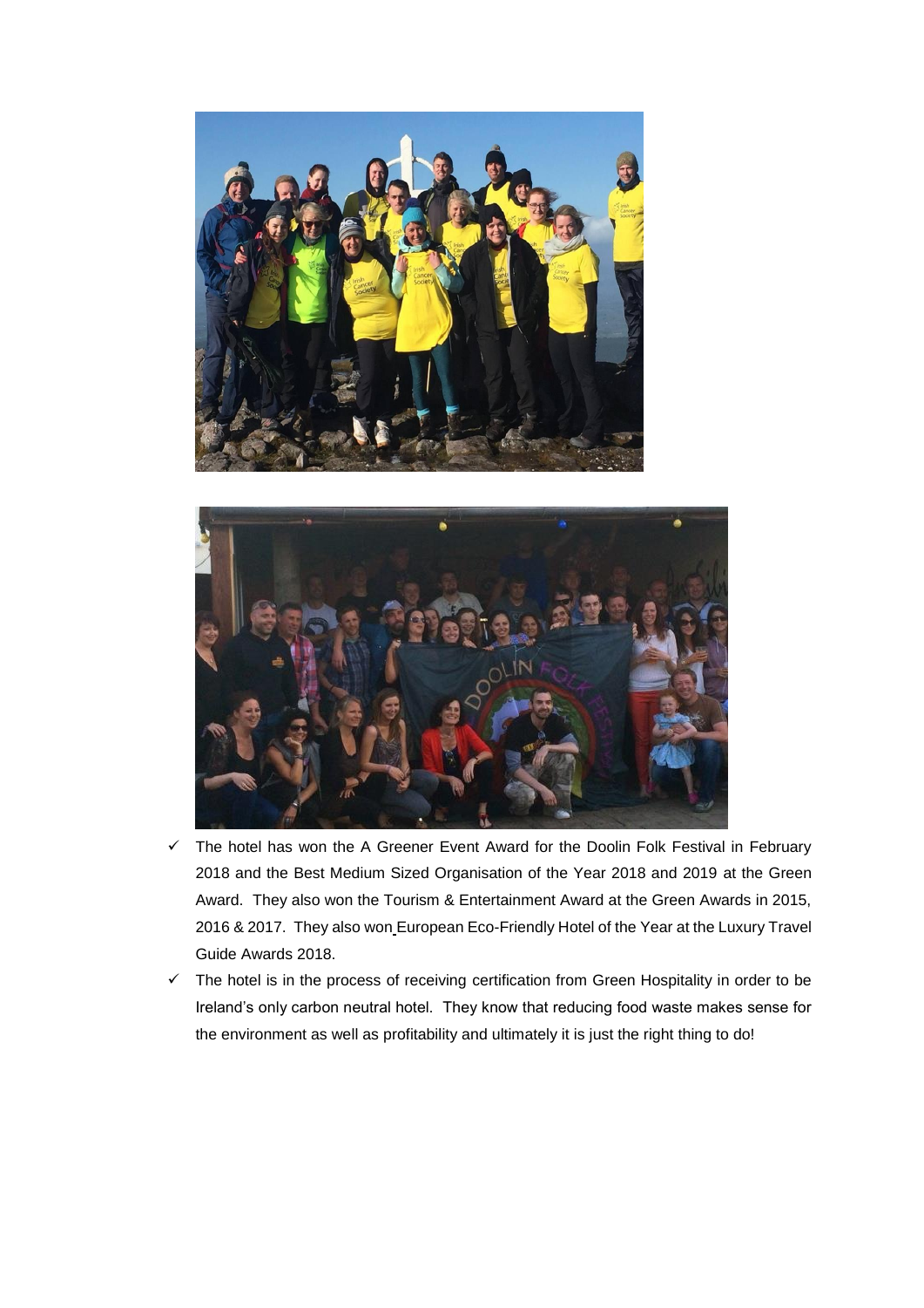- ✓ The hotel has won the A Greener Event Award for the Doolin Folk Festival in February 2018 and the Best Medium Sized Organisation of the Year 2018 and 2019 at the Green Award. They also won the Tourism & Entertainment Award at the Green Awards in 2015, 2016 & 2017. They also won European Eco-Friendly Hotel of the Year at the Luxury Travel Guide Awards 2018.
- ✓ The hotel is in the process of receiving certification from Green Hospitality in order to be Ireland's only carbon neutral hotel. They know that reducing food waste makes sense for the environment as well as profitability and ultimately it is just the right thing to do!